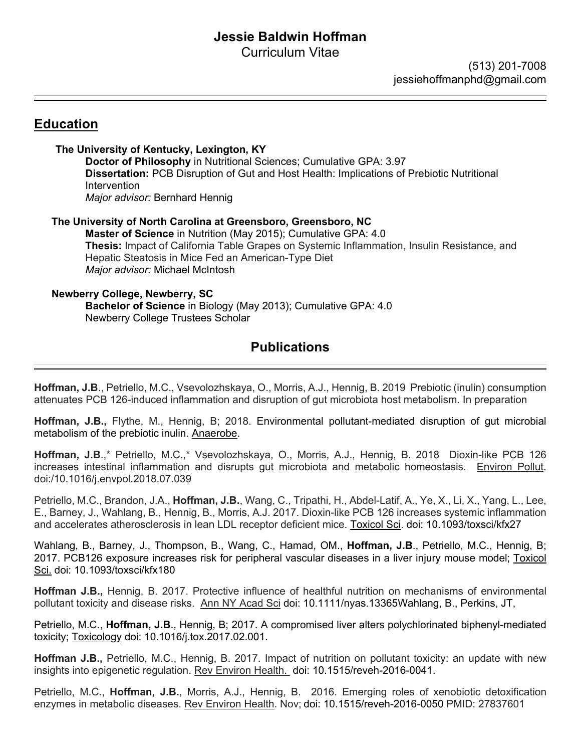# Jessie Baldwin Hoffman

Curriculum Vitae

(513) 201-7008
jessiehoffmanphd@gmail.com

## Education

**The University of Kentucky, Lexington, KY**
**Doctor of Philosophy** in Nutritional Sciences; Cumulative GPA: 3.97
**Dissertation:** PCB Disruption of Gut and Host Health: Implications of Prebiotic Nutritional Intervention
*Major advisor:* Bernhard Hennig

**The University of North Carolina at Greensboro, Greensboro, NC**
**Master of Science** in Nutrition (May 2015); Cumulative GPA: 4.0
**Thesis:** Impact of California Table Grapes on Systemic Inflammation, Insulin Resistance, and Hepatic Steatosis in Mice Fed an American-Type Diet
*Major advisor:* Michael McIntosh

**Newberry College, Newberry, SC**
**Bachelor of Science** in Biology (May 2013); Cumulative GPA: 4.0
Newberry College Trustees Scholar

## Publications

**Hoffman, J.B**., Petriello, M.C., Vsevolozhskaya, O., Morris, A.J., Hennig, B. 2019 Prebiotic (inulin) consumption attenuates PCB 126-induced inflammation and disruption of gut microbiota host metabolism. In preparation

**Hoffman, J.B.,** Flythe, M., Hennig, B; 2018. Environmental pollutant-mediated disruption of gut microbial metabolism of the prebiotic inulin. Anaerobe.

**Hoffman, J.B**.,* Petriello, M.C.,* Vsevolozhskaya, O., Morris, A.J., Hennig, B. 2018 Dioxin-like PCB 126 increases intestinal inflammation and disrupts gut microbiota and metabolic homeostasis. Environ Pollut. doi:/10.1016/j.envpol.2018.07.039

Petriello, M.C., Brandon, J.A., **Hoffman, J.B.**, Wang, C., Tripathi, H., Abdel-Latif, A., Ye, X., Li, X., Yang, L., Lee, E., Barney, J., Wahlang, B., Hennig, B., Morris, A.J. 2017. Dioxin-like PCB 126 increases systemic inflammation and accelerates atherosclerosis in lean LDL receptor deficient mice. Toxicol Sci. doi: 10.1093/toxsci/kfx27

Wahlang, B., Barney, J., Thompson, B., Wang, C., Hamad, OM., **Hoffman, J.B**., Petriello, M.C., Hennig, B; 2017. PCB126 exposure increases risk for peripheral vascular diseases in a liver injury mouse model; Toxicol Sci. doi: 10.1093/toxsci/kfx180

**Hoffman J.B.,** Hennig, B. 2017. Protective influence of healthful nutrition on mechanisms of environmental pollutant toxicity and disease risks. Ann NY Acad Sci doi: 10.1111/nyas.13365Wahlang, B., Perkins, JT,

Petriello, M.C., **Hoffman, J.B**., Hennig, B; 2017. A compromised liver alters polychlorinated biphenyl-mediated toxicity; Toxicology doi: 10.1016/j.tox.2017.02.001.

**Hoffman J.B.,** Petriello, M.C., Hennig, B. 2017. Impact of nutrition on pollutant toxicity: an update with new insights into epigenetic regulation. Rev Environ Health. doi: 10.1515/reveh-2016-0041.

Petriello, M.C., **Hoffman, J.B.**, Morris, A.J., Hennig, B. 2016. Emerging roles of xenobiotic detoxification enzymes in metabolic diseases. Rev Environ Health. Nov; doi: 10.1515/reveh-2016-0050 PMID: 27837601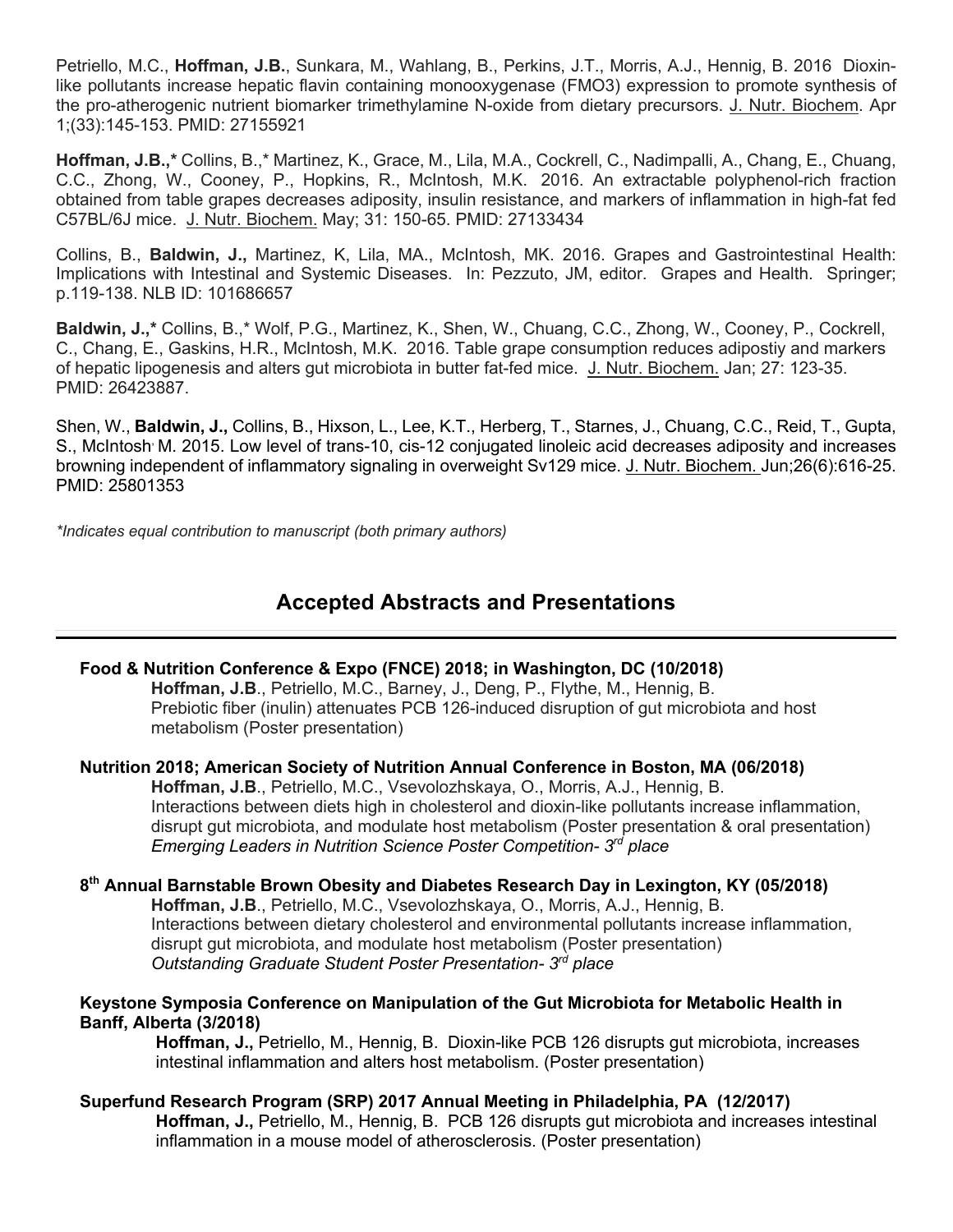Petriello, M.C., **Hoffman, J.B.**, Sunkara, M., Wahlang, B., Perkins, J.T., Morris, A.J., Hennig, B. 2016 Dioxin-like pollutants increase hepatic flavin containing monooxygenase (FMO3) expression to promote synthesis of the pro-atherogenic nutrient biomarker trimethylamine N-oxide from dietary precursors. J. Nutr. Biochem. Apr 1;(33):145-153. PMID: 27155921

**Hoffman, J.B.,*** Collins, B.,* Martinez, K., Grace, M., Lila, M.A., Cockrell, C., Nadimpalli, A., Chang, E., Chuang, C.C., Zhong, W., Cooney, P., Hopkins, R., McIntosh, M.K. 2016. An extractable polyphenol-rich fraction obtained from table grapes decreases adiposity, insulin resistance, and markers of inflammation in high-fat fed C57BL/6J mice. J. Nutr. Biochem. May; 31: 150-65. PMID: 27133434

Collins, B., **Baldwin, J.,** Martinez, K, Lila, MA., McIntosh, MK. 2016. Grapes and Gastrointestinal Health: Implications with Intestinal and Systemic Diseases. In: Pezzuto, JM, editor. Grapes and Health. Springer; p.119-138. NLB ID: 101686657

**Baldwin, J.,*** Collins, B.,* Wolf, P.G., Martinez, K., Shen, W., Chuang, C.C., Zhong, W., Cooney, P., Cockrell, C., Chang, E., Gaskins, H.R., McIntosh, M.K. 2016. Table grape consumption reduces adipostiy and markers of hepatic lipogenesis and alters gut microbiota in butter fat-fed mice. J. Nutr. Biochem. Jan; 27: 123-35. PMID: 26423887.

Shen, W., **Baldwin, J.,** Collins, B., Hixson, L., Lee, K.T., Herberg, T., Starnes, J., Chuang, C.C., Reid, T., Gupta, S., McIntosh, M. 2015. Low level of trans-10, cis-12 conjugated linoleic acid decreases adiposity and increases browning independent of inflammatory signaling in overweight Sv129 mice. J. Nutr. Biochem. Jun;26(6):616-25. PMID: 25801353

*\*Indicates equal contribution to manuscript (both primary authors)*

## Accepted Abstracts and Presentations

**Food & Nutrition Conference & Expo (FNCE) 2018; in Washington, DC (10/2018)**
**Hoffman, J.B**., Petriello, M.C., Barney, J., Deng, P., Flythe, M., Hennig, B.
Prebiotic fiber (inulin) attenuates PCB 126-induced disruption of gut microbiota and host metabolism (Poster presentation)

**Nutrition 2018; American Society of Nutrition Annual Conference in Boston, MA (06/2018)**
**Hoffman, J.B**., Petriello, M.C., Vsevolozhskaya, O., Morris, A.J., Hennig, B.
Interactions between diets high in cholesterol and dioxin-like pollutants increase inflammation, disrupt gut microbiota, and modulate host metabolism (Poster presentation & oral presentation)
*Emerging Leaders in Nutrition Science Poster Competition- 3rd place*

**8th Annual Barnstable Brown Obesity and Diabetes Research Day in Lexington, KY (05/2018)**
**Hoffman, J.B**., Petriello, M.C., Vsevolozhskaya, O., Morris, A.J., Hennig, B.
Interactions between dietary cholesterol and environmental pollutants increase inflammation, disrupt gut microbiota, and modulate host metabolism (Poster presentation)
*Outstanding Graduate Student Poster Presentation- 3rd place*

**Keystone Symposia Conference on Manipulation of the Gut Microbiota for Metabolic Health in Banff, Alberta (3/2018)**
**Hoffman, J.,** Petriello, M., Hennig, B. Dioxin-like PCB 126 disrupts gut microbiota, increases intestinal inflammation and alters host metabolism. (Poster presentation)

**Superfund Research Program (SRP) 2017 Annual Meeting in Philadelphia, PA (12/2017)**
**Hoffman, J.,** Petriello, M., Hennig, B. PCB 126 disrupts gut microbiota and increases intestinal inflammation in a mouse model of atherosclerosis. (Poster presentation)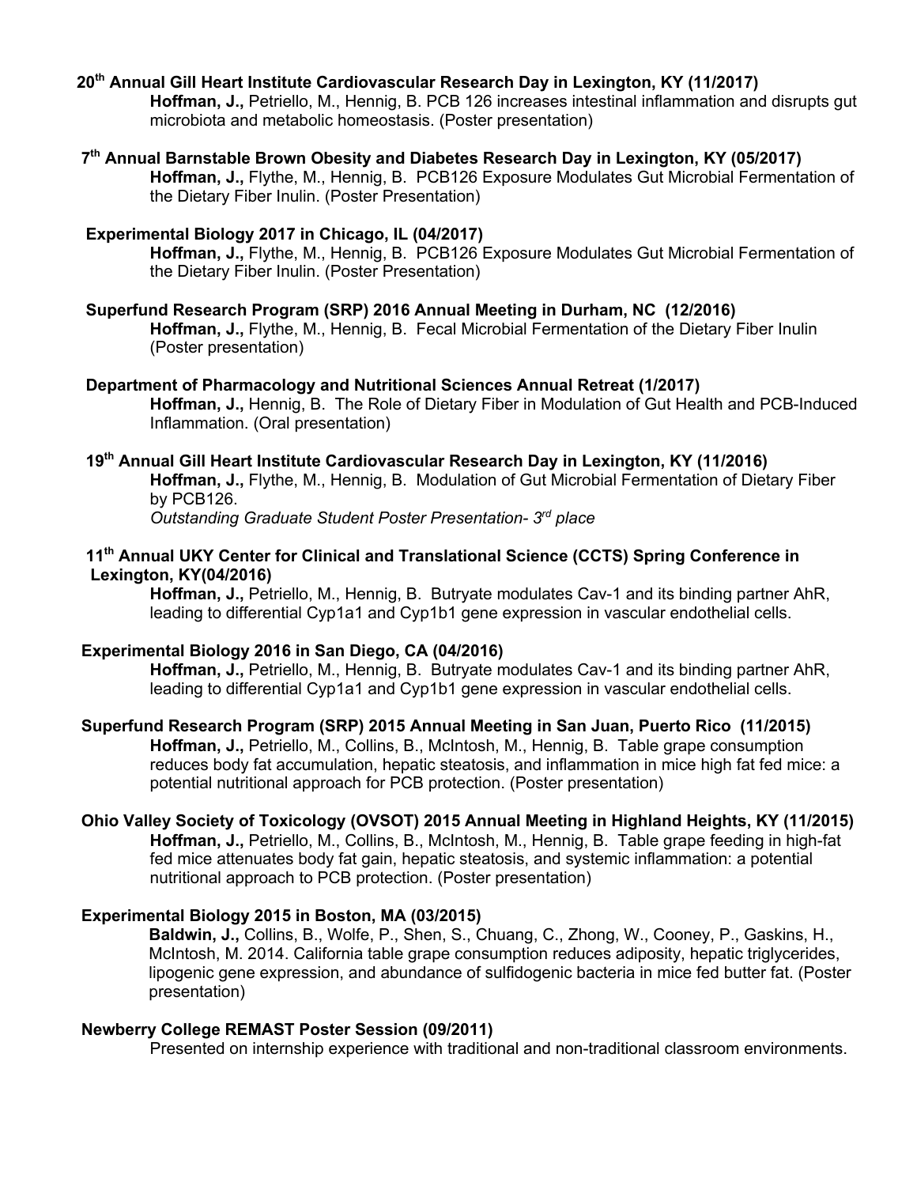**20th Annual Gill Heart Institute Cardiovascular Research Day in Lexington, KY (11/2017)**

**Hoffman, J.,** Petriello, M., Hennig, B. PCB 126 increases intestinal inflammation and disrupts gut microbiota and metabolic homeostasis. (Poster presentation)

**7th Annual Barnstable Brown Obesity and Diabetes Research Day in Lexington, KY (05/2017)**

**Hoffman, J.,** Flythe, M., Hennig, B. PCB126 Exposure Modulates Gut Microbial Fermentation of the Dietary Fiber Inulin. (Poster Presentation)

**Experimental Biology 2017 in Chicago, IL (04/2017)**

**Hoffman, J.,** Flythe, M., Hennig, B. PCB126 Exposure Modulates Gut Microbial Fermentation of the Dietary Fiber Inulin. (Poster Presentation)

**Superfund Research Program (SRP) 2016 Annual Meeting in Durham, NC (12/2016)**

**Hoffman, J.,** Flythe, M., Hennig, B. Fecal Microbial Fermentation of the Dietary Fiber Inulin (Poster presentation)

**Department of Pharmacology and Nutritional Sciences Annual Retreat (1/2017)**

**Hoffman, J.,** Hennig, B. The Role of Dietary Fiber in Modulation of Gut Health and PCB-Induced Inflammation. (Oral presentation)

**19th Annual Gill Heart Institute Cardiovascular Research Day in Lexington, KY (11/2016)**

**Hoffman, J.,** Flythe, M., Hennig, B. Modulation of Gut Microbial Fermentation of Dietary Fiber by PCB126.

*Outstanding Graduate Student Poster Presentation- 3rd place*

**11th Annual UKY Center for Clinical and Translational Science (CCTS) Spring Conference in Lexington, KY(04/2016)**

**Hoffman, J.,** Petriello, M., Hennig, B. Butryate modulates Cav-1 and its binding partner AhR, leading to differential Cyp1a1 and Cyp1b1 gene expression in vascular endothelial cells.

**Experimental Biology 2016 in San Diego, CA (04/2016)**

**Hoffman, J.,** Petriello, M., Hennig, B. Butryate modulates Cav-1 and its binding partner AhR, leading to differential Cyp1a1 and Cyp1b1 gene expression in vascular endothelial cells.

**Superfund Research Program (SRP) 2015 Annual Meeting in San Juan, Puerto Rico (11/2015)**

**Hoffman, J.,** Petriello, M., Collins, B., McIntosh, M., Hennig, B. Table grape consumption reduces body fat accumulation, hepatic steatosis, and inflammation in mice high fat fed mice: a potential nutritional approach for PCB protection. (Poster presentation)

**Ohio Valley Society of Toxicology (OVSOT) 2015 Annual Meeting in Highland Heights, KY (11/2015)**

**Hoffman, J.,** Petriello, M., Collins, B., McIntosh, M., Hennig, B. Table grape feeding in high-fat fed mice attenuates body fat gain, hepatic steatosis, and systemic inflammation: a potential nutritional approach to PCB protection. (Poster presentation)

**Experimental Biology 2015 in Boston, MA (03/2015)**

**Baldwin, J.,** Collins, B., Wolfe, P., Shen, S., Chuang, C., Zhong, W., Cooney, P., Gaskins, H., McIntosh, M. 2014. California table grape consumption reduces adiposity, hepatic triglycerides, lipogenic gene expression, and abundance of sulfidogenic bacteria in mice fed butter fat. (Poster presentation)

**Newberry College REMAST Poster Session (09/2011)**

Presented on internship experience with traditional and non-traditional classroom environments.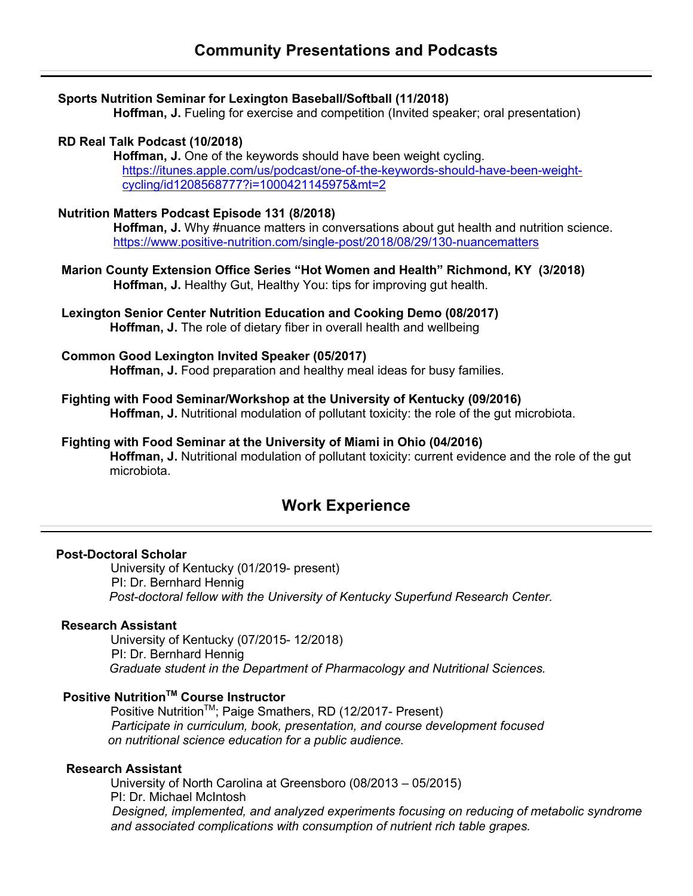## Community Presentations and Podcasts

**Sports Nutrition Seminar for Lexington Baseball/Softball (11/2018)**
**Hoffman, J.** Fueling for exercise and competition (Invited speaker; oral presentation)

**RD Real Talk Podcast (10/2018)**
**Hoffman, J.** One of the keywords should have been weight cycling.
https://itunes.apple.com/us/podcast/one-of-the-keywords-should-have-been-weight-cycling/id1208568777?i=1000421145975&mt=2

**Nutrition Matters Podcast Episode 131 (8/2018)**
**Hoffman, J.** Why #nuance matters in conversations about gut health and nutrition science.
https://www.positive-nutrition.com/single-post/2018/08/29/130-nuancematters

**Marion County Extension Office Series "Hot Women and Health" Richmond, KY (3/2018)**
**Hoffman, J.** Healthy Gut, Healthy You: tips for improving gut health.

**Lexington Senior Center Nutrition Education and Cooking Demo (08/2017)**
**Hoffman, J.** The role of dietary fiber in overall health and wellbeing

**Common Good Lexington Invited Speaker (05/2017)**
**Hoffman, J.** Food preparation and healthy meal ideas for busy families.

**Fighting with Food Seminar/Workshop at the University of Kentucky (09/2016)**
**Hoffman, J.** Nutritional modulation of pollutant toxicity: the role of the gut microbiota.

**Fighting with Food Seminar at the University of Miami in Ohio (04/2016)**
**Hoffman, J.** Nutritional modulation of pollutant toxicity: current evidence and the role of the gut microbiota.

## Work Experience

**Post-Doctoral Scholar**
University of Kentucky (01/2019- present)
PI: Dr. Bernhard Hennig
*Post-doctoral fellow with the University of Kentucky Superfund Research Center.*

**Research Assistant**
University of Kentucky (07/2015- 12/2018)
PI: Dr. Bernhard Hennig
*Graduate student in the Department of Pharmacology and Nutritional Sciences.*

**Positive Nutrition™ Course Instructor**
Positive Nutrition™; Paige Smathers, RD (12/2017- Present)
*Participate in curriculum, book, presentation, and course development focused on nutritional science education for a public audience.*

**Research Assistant**
University of North Carolina at Greensboro (08/2013 – 05/2015)
PI: Dr. Michael McIntosh
*Designed, implemented, and analyzed experiments focusing on reducing of metabolic syndrome and associated complications with consumption of nutrient rich table grapes.*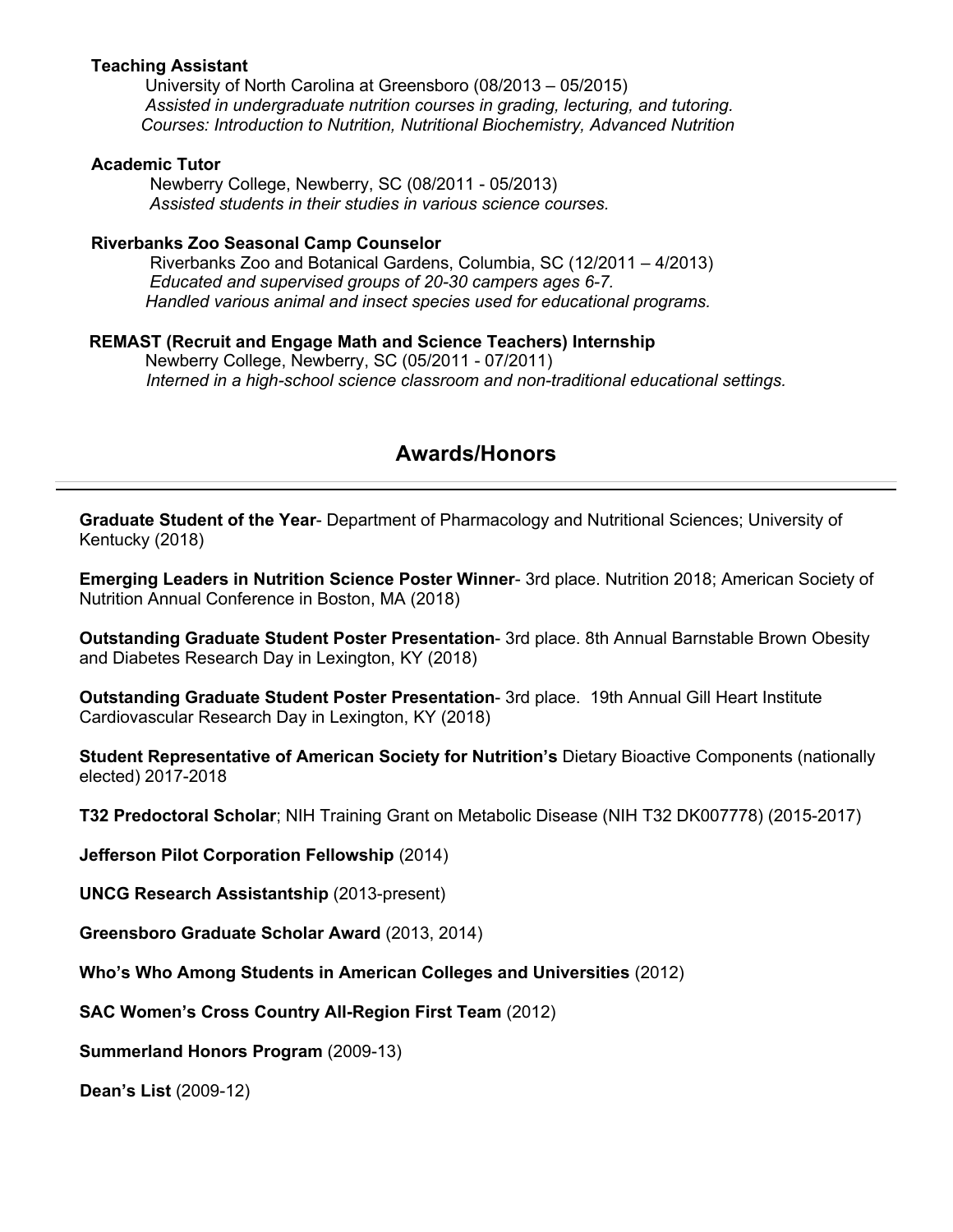**Teaching Assistant**

University of North Carolina at Greensboro (08/2013 – 05/2015)
*Assisted in undergraduate nutrition courses in grading, lecturing, and tutoring.*
*Courses: Introduction to Nutrition, Nutritional Biochemistry, Advanced Nutrition*

**Academic Tutor**

Newberry College, Newberry, SC (08/2011 - 05/2013)
*Assisted students in their studies in various science courses.*

**Riverbanks Zoo Seasonal Camp Counselor**

Riverbanks Zoo and Botanical Gardens, Columbia, SC (12/2011 – 4/2013)
*Educated and supervised groups of 20-30 campers ages 6-7.*
*Handled various animal and insect species used for educational programs.*

**REMAST (Recruit and Engage Math and Science Teachers) Internship**

Newberry College, Newberry, SC (05/2011 - 07/2011)
*Interned in a high-school science classroom and non-traditional educational settings.*

## Awards/Honors

**Graduate Student of the Year**- Department of Pharmacology and Nutritional Sciences; University of Kentucky (2018)

**Emerging Leaders in Nutrition Science Poster Winner**- 3rd place. Nutrition 2018; American Society of Nutrition Annual Conference in Boston, MA (2018)

**Outstanding Graduate Student Poster Presentation**- 3rd place. 8th Annual Barnstable Brown Obesity and Diabetes Research Day in Lexington, KY (2018)

**Outstanding Graduate Student Poster Presentation**- 3rd place. 19th Annual Gill Heart Institute Cardiovascular Research Day in Lexington, KY (2018)

**Student Representative of American Society for Nutrition's** Dietary Bioactive Components (nationally elected) 2017-2018

**T32 Predoctoral Scholar**; NIH Training Grant on Metabolic Disease (NIH T32 DK007778) (2015-2017)

**Jefferson Pilot Corporation Fellowship** (2014)

**UNCG Research Assistantship** (2013-present)

**Greensboro Graduate Scholar Award** (2013, 2014)

**Who's Who Among Students in American Colleges and Universities** (2012)

**SAC Women's Cross Country All-Region First Team** (2012)

**Summerland Honors Program** (2009-13)

**Dean's List** (2009-12)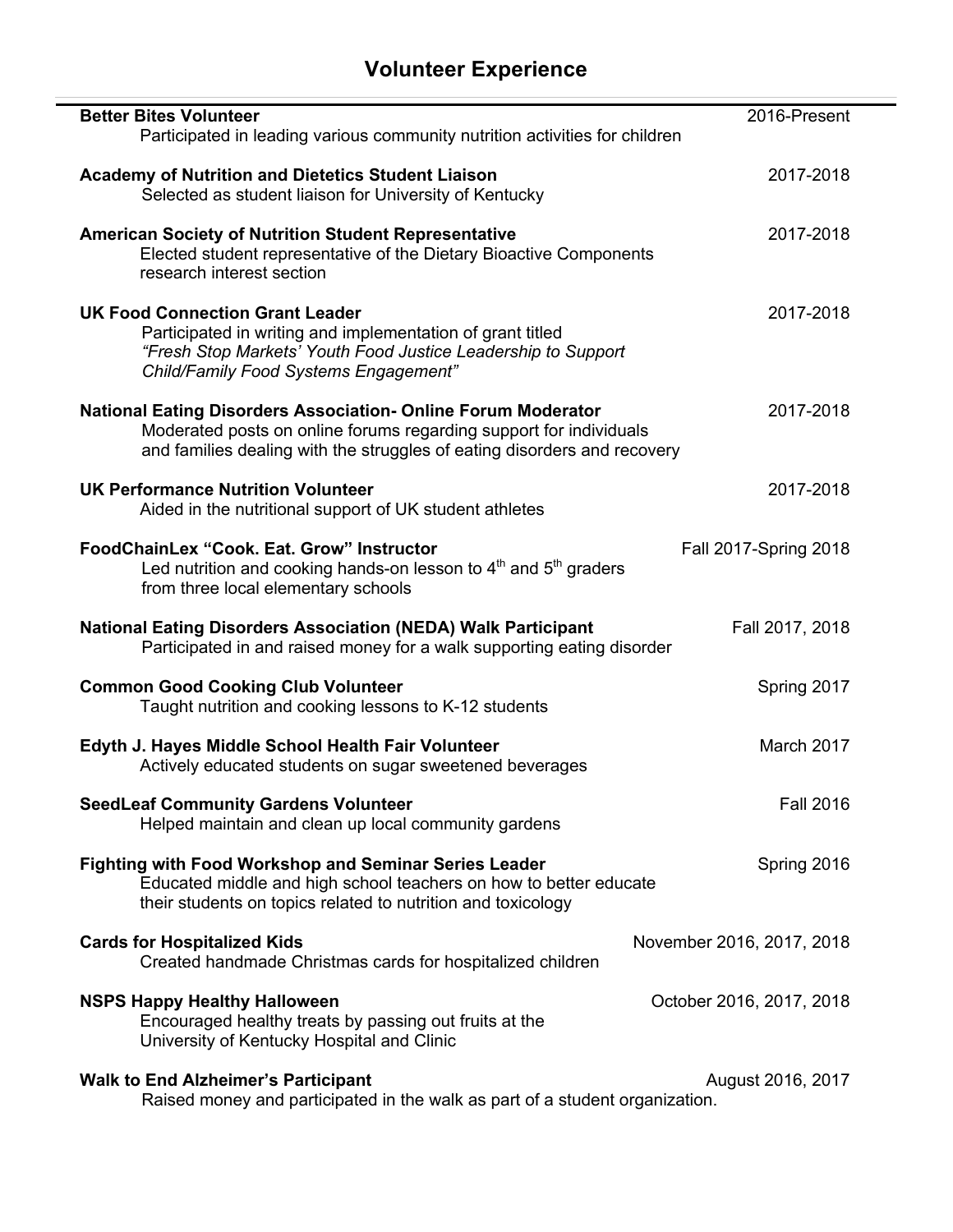## Volunteer Experience

**Better Bites Volunteer** 2016-Present
Participated in leading various community nutrition activities for children

**Academy of Nutrition and Dietetics Student Liaison** 2017-2018
Selected as student liaison for University of Kentucky

**American Society of Nutrition Student Representative** 2017-2018
Elected student representative of the Dietary Bioactive Components research interest section

**UK Food Connection Grant Leader** 2017-2018
Participated in writing and implementation of grant titled *"Fresh Stop Markets' Youth Food Justice Leadership to Support Child/Family Food Systems Engagement"*

**National Eating Disorders Association- Online Forum Moderator** 2017-2018
Moderated posts on online forums regarding support for individuals and families dealing with the struggles of eating disorders and recovery

**UK Performance Nutrition Volunteer** 2017-2018
Aided in the nutritional support of UK student athletes

**FoodChainLex "Cook. Eat. Grow" Instructor** Fall 2017-Spring 2018
Led nutrition and cooking hands-on lesson to 4th and 5th graders from three local elementary schools

**National Eating Disorders Association (NEDA) Walk Participant** Fall 2017, 2018
Participated in and raised money for a walk supporting eating disorder

**Common Good Cooking Club Volunteer** Spring 2017
Taught nutrition and cooking lessons to K-12 students

**Edyth J. Hayes Middle School Health Fair Volunteer** March 2017
Actively educated students on sugar sweetened beverages

**SeedLeaf Community Gardens Volunteer** Fall 2016
Helped maintain and clean up local community gardens

**Fighting with Food Workshop and Seminar Series Leader** Spring 2016
Educated middle and high school teachers on how to better educate their students on topics related to nutrition and toxicology

**Cards for Hospitalized Kids** November 2016, 2017, 2018
Created handmade Christmas cards for hospitalized children

**NSPS Happy Healthy Halloween** October 2016, 2017, 2018
Encouraged healthy treats by passing out fruits at the University of Kentucky Hospital and Clinic

**Walk to End Alzheimer's Participant** August 2016, 2017
Raised money and participated in the walk as part of a student organization.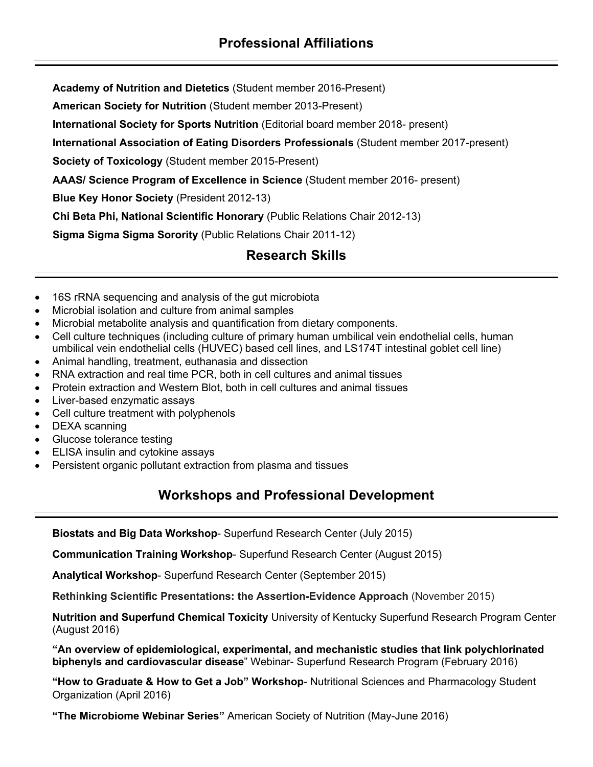## Professional Affiliations

**Academy of Nutrition and Dietetics** (Student member 2016-Present)

**American Society for Nutrition** (Student member 2013-Present)

**International Society for Sports Nutrition** (Editorial board member 2018- present)

**International Association of Eating Disorders Professionals** (Student member 2017-present)

**Society of Toxicology** (Student member 2015-Present)

**AAAS/ Science Program of Excellence in Science** (Student member 2016- present)

**Blue Key Honor Society** (President 2012-13)

**Chi Beta Phi, National Scientific Honorary** (Public Relations Chair 2012-13)

**Sigma Sigma Sigma Sorority** (Public Relations Chair 2011-12)

## Research Skills

- 16S rRNA sequencing and analysis of the gut microbiota
- Microbial isolation and culture from animal samples
- Microbial metabolite analysis and quantification from dietary components.
- Cell culture techniques (including culture of primary human umbilical vein endothelial cells, human umbilical vein endothelial cells (HUVEC) based cell lines, and LS174T intestinal goblet cell line)
- Animal handling, treatment, euthanasia and dissection
- RNA extraction and real time PCR, both in cell cultures and animal tissues
- Protein extraction and Western Blot, both in cell cultures and animal tissues
- Liver-based enzymatic assays
- Cell culture treatment with polyphenols
- DEXA scanning
- Glucose tolerance testing
- ELISA insulin and cytokine assays
- Persistent organic pollutant extraction from plasma and tissues

## Workshops and Professional Development

**Biostats and Big Data Workshop**- Superfund Research Center (July 2015)

**Communication Training Workshop**- Superfund Research Center (August 2015)

**Analytical Workshop**- Superfund Research Center (September 2015)

**Rethinking Scientific Presentations: the Assertion-Evidence Approach** (November 2015)

**Nutrition and Superfund Chemical Toxicity** University of Kentucky Superfund Research Program Center (August 2016)

**"An overview of epidemiological, experimental, and mechanistic studies that link polychlorinated biphenyls and cardiovascular disease**" Webinar- Superfund Research Program (February 2016)

**"How to Graduate & How to Get a Job" Workshop**- Nutritional Sciences and Pharmacology Student Organization (April 2016)

**"The Microbiome Webinar Series"** American Society of Nutrition (May-June 2016)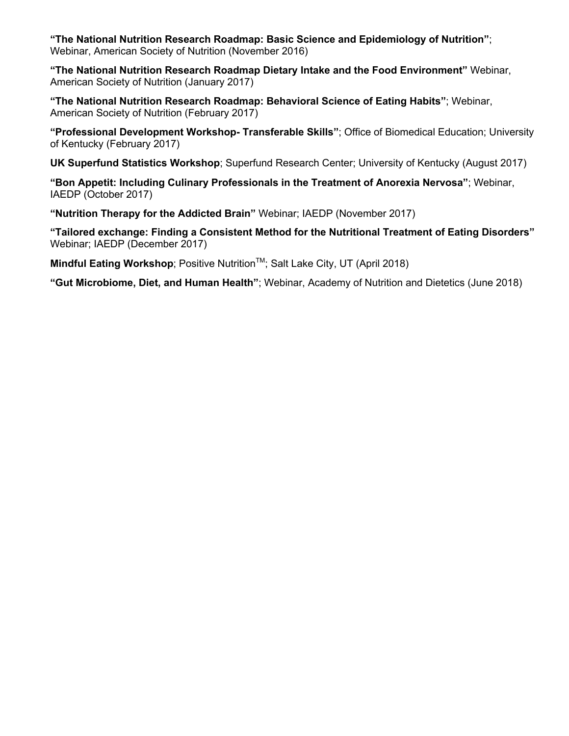**“The National Nutrition Research Roadmap: Basic Science and Epidemiology of Nutrition”**; Webinar, American Society of Nutrition (November 2016)

**“The National Nutrition Research Roadmap Dietary Intake and the Food Environment”** Webinar, American Society of Nutrition (January 2017)

**“The National Nutrition Research Roadmap: Behavioral Science of Eating Habits”**; Webinar, American Society of Nutrition (February 2017)

**“Professional Development Workshop- Transferable Skills”**; Office of Biomedical Education; University of Kentucky (February 2017)

**UK Superfund Statistics Workshop**; Superfund Research Center; University of Kentucky (August 2017)

**“Bon Appetit: Including Culinary Professionals in the Treatment of Anorexia Nervosa”**; Webinar, IAEDP (October 2017)

**“Nutrition Therapy for the Addicted Brain”** Webinar; IAEDP (November 2017)

**“Tailored exchange: Finding a Consistent Method for the Nutritional Treatment of Eating Disorders”** Webinar; IAEDP (December 2017)

**Mindful Eating Workshop**; Positive Nutrition™; Salt Lake City, UT (April 2018)

**“Gut Microbiome, Diet, and Human Health”**; Webinar, Academy of Nutrition and Dietetics (June 2018)